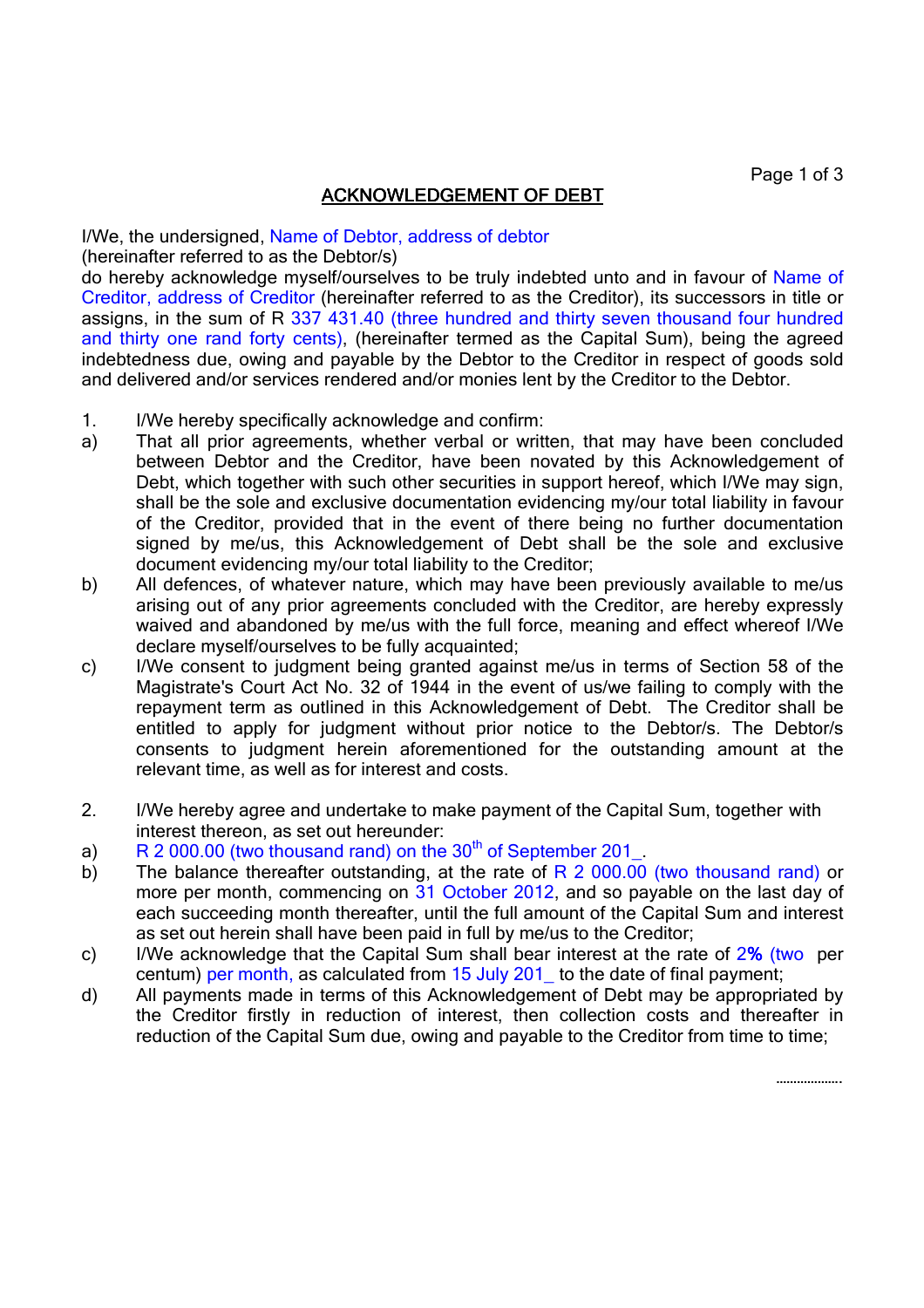# ACKNOWLEDGEMENT OF DEBT

I/We, the undersigned, Name of Debtor, address of debtor
(hereinafter referred to as the Debtor/s)
do hereby acknowledge myself/ourselves to be truly indebted unto and in favour of Name of Creditor, address of Creditor (hereinafter referred to as the Creditor), its successors in title or assigns, in the sum of R 337 431.40 (three hundred and thirty seven thousand four hundred and thirty one rand forty cents), (hereinafter termed as the Capital Sum), being the agreed indebtedness due, owing and payable by the Debtor to the Creditor in respect of goods sold and delivered and/or services rendered and/or monies lent by the Creditor to the Debtor.

1. I/We hereby specifically acknowledge and confirm:

a) That all prior agreements, whether verbal or written, that may have been concluded between Debtor and the Creditor, have been novated by this Acknowledgement of Debt, which together with such other securities in support hereof, which I/We may sign, shall be the sole and exclusive documentation evidencing my/our total liability in favour of the Creditor, provided that in the event of there being no further documentation signed by me/us, this Acknowledgement of Debt shall be the sole and exclusive document evidencing my/our total liability to the Creditor;

b) All defences, of whatever nature, which may have been previously available to me/us arising out of any prior agreements concluded with the Creditor, are hereby expressly waived and abandoned by me/us with the full force, meaning and effect whereof I/We declare myself/ourselves to be fully acquainted;

c) I/We consent to judgment being granted against me/us in terms of Section 58 of the Magistrate's Court Act No. 32 of 1944 in the event of us/we failing to comply with the repayment term as outlined in this Acknowledgement of Debt. The Creditor shall be entitled to apply for judgment without prior notice to the Debtor/s. The Debtor/s consents to judgment herein aforementioned for the outstanding amount at the relevant time, as well as for interest and costs.

2. I/We hereby agree and undertake to make payment of the Capital Sum, together with interest thereon, as set out hereunder:

a) R 2 000.00 (two thousand rand) on the 30th of September 201_.

b) The balance thereafter outstanding, at the rate of R 2 000.00 (two thousand rand) or more per month, commencing on 31 October 2012, and so payable on the last day of each succeeding month thereafter, until the full amount of the Capital Sum and interest as set out herein shall have been paid in full by me/us to the Creditor;

c) I/We acknowledge that the Capital Sum shall bear interest at the rate of 2% (two per centum) per month, as calculated from 15 July 201_ to the date of final payment;

d) All payments made in terms of this Acknowledgement of Debt may be appropriated by the Creditor firstly in reduction of interest, then collection costs and thereafter in reduction of the Capital Sum due, owing and payable to the Creditor from time to time;

……………….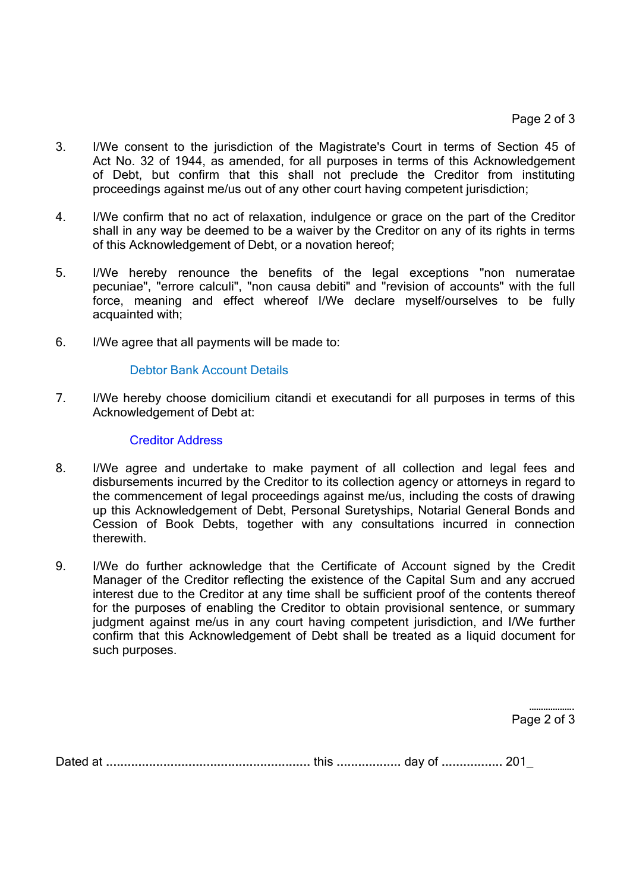3. I/We consent to the jurisdiction of the Magistrate's Court in terms of Section 45 of Act No. 32 of 1944, as amended, for all purposes in terms of this Acknowledgement of Debt, but confirm that this shall not preclude the Creditor from instituting proceedings against me/us out of any other court having competent jurisdiction;

4. I/We confirm that no act of relaxation, indulgence or grace on the part of the Creditor shall in any way be deemed to be a waiver by the Creditor on any of its rights in terms of this Acknowledgement of Debt, or a novation hereof;

5. I/We hereby renounce the benefits of the legal exceptions "non numeratae pecuniae", "errore calculi", "non causa debiti" and "revision of accounts" with the full force, meaning and effect whereof I/We declare myself/ourselves to be fully acquainted with;

6. I/We agree that all payments will be made to:

   Debtor Bank Account Details

7. I/We hereby choose domicilium citandi et executandi for all purposes in terms of this Acknowledgement of Debt at:

   Creditor Address

8. I/We agree and undertake to make payment of all collection and legal fees and disbursements incurred by the Creditor to its collection agency or attorneys in regard to the commencement of legal proceedings against me/us, including the costs of drawing up this Acknowledgement of Debt, Personal Suretyships, Notarial General Bonds and Cession of Book Debts, together with any consultations incurred in connection therewith.

9. I/We do further acknowledge that the Certificate of Account signed by the Credit Manager of the Creditor reflecting the existence of the Capital Sum and any accrued interest due to the Creditor at any time shall be sufficient proof of the contents thereof for the purposes of enabling the Creditor to obtain provisional sentence, or summary judgment against me/us in any court having competent jurisdiction, and I/We further confirm that this Acknowledgement of Debt shall be treated as a liquid document for such purposes.

..................

Dated at ......................................................... this .................. day of ................. 201_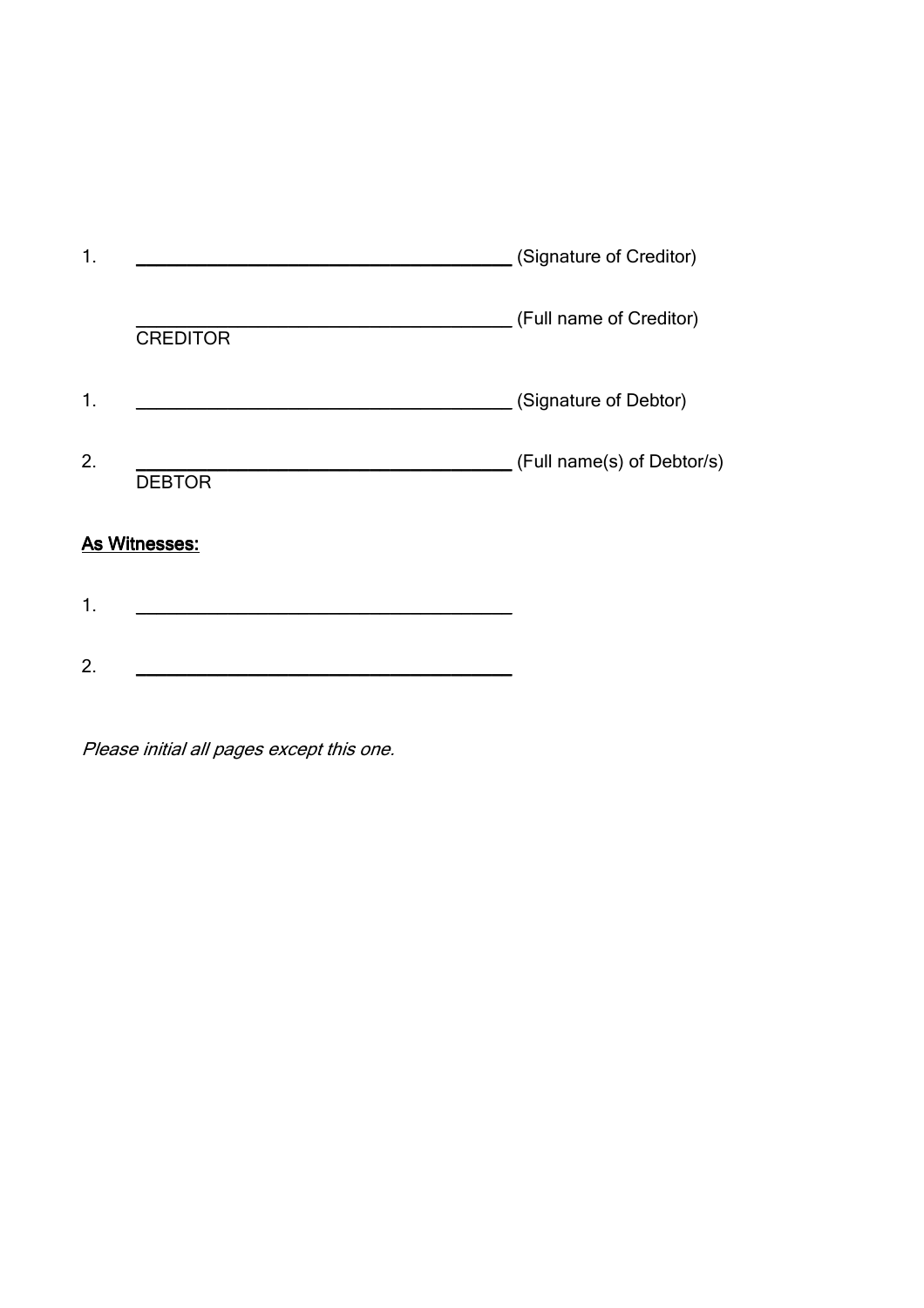1. \_\_\_\_\_\_\_\_\_\_\_\_\_\_\_\_\_\_\_\_\_\_\_\_\_\_\_\_\_\_\_\_\_\_\_\_\_\_\_\_ (Signature of Creditor)

\_\_\_\_\_\_\_\_\_\_\_\_\_\_\_\_\_\_\_\_\_\_\_\_\_\_\_\_\_\_\_\_\_\_\_\_\_\_\_\_ (Full name of Creditor)
CREDITOR

1. \_\_\_\_\_\_\_\_\_\_\_\_\_\_\_\_\_\_\_\_\_\_\_\_\_\_\_\_\_\_\_\_\_\_\_\_\_\_\_\_ (Signature of Debtor)

2. \_\_\_\_\_\_\_\_\_\_\_\_\_\_\_\_\_\_\_\_\_\_\_\_\_\_\_\_\_\_\_\_\_\_\_\_\_\_\_\_ (Full name(s) of Debtor/s)
DEBTOR

**As Witnesses:**

1. \_\_\_\_\_\_\_\_\_\_\_\_\_\_\_\_\_\_\_\_\_\_\_\_\_\_\_\_\_\_\_\_\_\_\_\_\_\_\_\_

2. \_\_\_\_\_\_\_\_\_\_\_\_\_\_\_\_\_\_\_\_\_\_\_\_\_\_\_\_\_\_\_\_\_\_\_\_\_\_\_\_

*Please initial all pages except this one.*